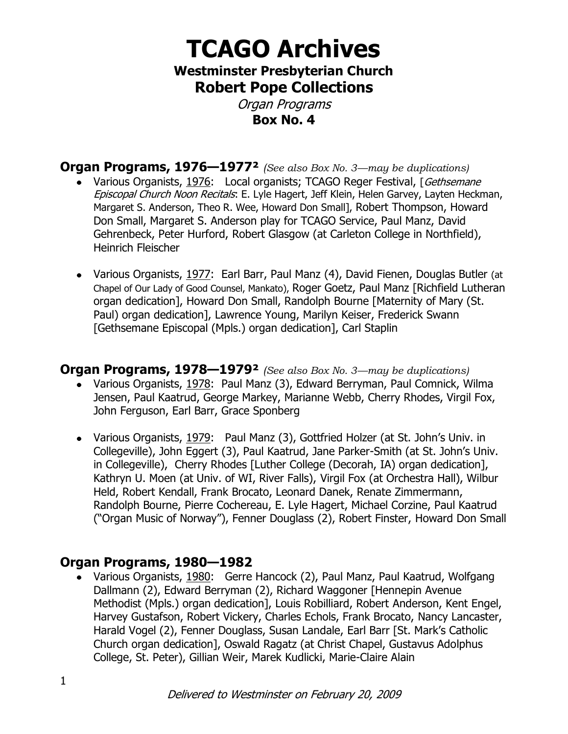# TCAGO Archives

## Westminster Presbyterian Church

## Robert Pope Collections

*Organ Programs*

**Box No. 4**

## Organ Programs, 1976—1977² *(See also Box No. 3—may be duplications)*

- Various Organists, 1976: Local organists; TCAGO Reger Festival, [*Gethsemane Episcopal Church Noon Recitals*: E. Lyle Hagert, Jeff Klein, Helen Garvey, Layten Heckman, Margaret S. Anderson, Theo R. Wee, Howard Don Small], Robert Thompson, Howard Don Small, Margaret S. Anderson play for TCAGO Service, Paul Manz, David Gehrenbeck, Peter Hurford, Robert Glasgow (at Carleton College in Northfield), Heinrich Fleischer

- Various Organists, 1977: Earl Barr, Paul Manz (4), David Fienen, Douglas Butler (at Chapel of Our Lady of Good Counsel, Mankato), Roger Goetz, Paul Manz [Richfield Lutheran organ dedication], Howard Don Small, Randolph Bourne [Maternity of Mary (St. Paul) organ dedication], Lawrence Young, Marilyn Keiser, Frederick Swann [Gethsemane Episcopal (Mpls.) organ dedication], Carl Staplin

## Organ Programs, 1978—1979² *(See also Box No. 3—may be duplications)*

- Various Organists, 1978: Paul Manz (3), Edward Berryman, Paul Comnick, Wilma Jensen, Paul Kaatrud, George Markey, Marianne Webb, Cherry Rhodes, Virgil Fox, John Ferguson, Earl Barr, Grace Sponberg

- Various Organists, 1979: Paul Manz (3), Gottfried Holzer (at St. John's Univ. in Collegeville), John Eggert (3), Paul Kaatrud, Jane Parker-Smith (at St. John's Univ. in Collegeville), Cherry Rhodes [Luther College (Decorah, IA) organ dedication], Kathryn U. Moen (at Univ. of WI, River Falls), Virgil Fox (at Orchestra Hall), Wilbur Held, Robert Kendall, Frank Brocato, Leonard Danek, Renate Zimmermann, Randolph Bourne, Pierre Cochereau, E. Lyle Hagert, Michael Corzine, Paul Kaatrud ("Organ Music of Norway"), Fenner Douglass (2), Robert Finster, Howard Don Small

## Organ Programs, 1980—1982

- Various Organists, 1980: Gerre Hancock (2), Paul Manz, Paul Kaatrud, Wolfgang Dallmann (2), Edward Berryman (2), Richard Waggoner [Hennepin Avenue Methodist (Mpls.) organ dedication], Louis Robilliard, Robert Anderson, Kent Engel, Harvey Gustafson, Robert Vickery, Charles Echols, Frank Brocato, Nancy Lancaster, Harald Vogel (2), Fenner Douglass, Susan Landale, Earl Barr [St. Mark's Catholic Church organ dedication], Oswald Ragatz (at Christ Chapel, Gustavus Adolphus College, St. Peter), Gillian Weir, Marek Kudlicki, Marie-Claire Alain

*Delivered to Westminster on February 20, 2009*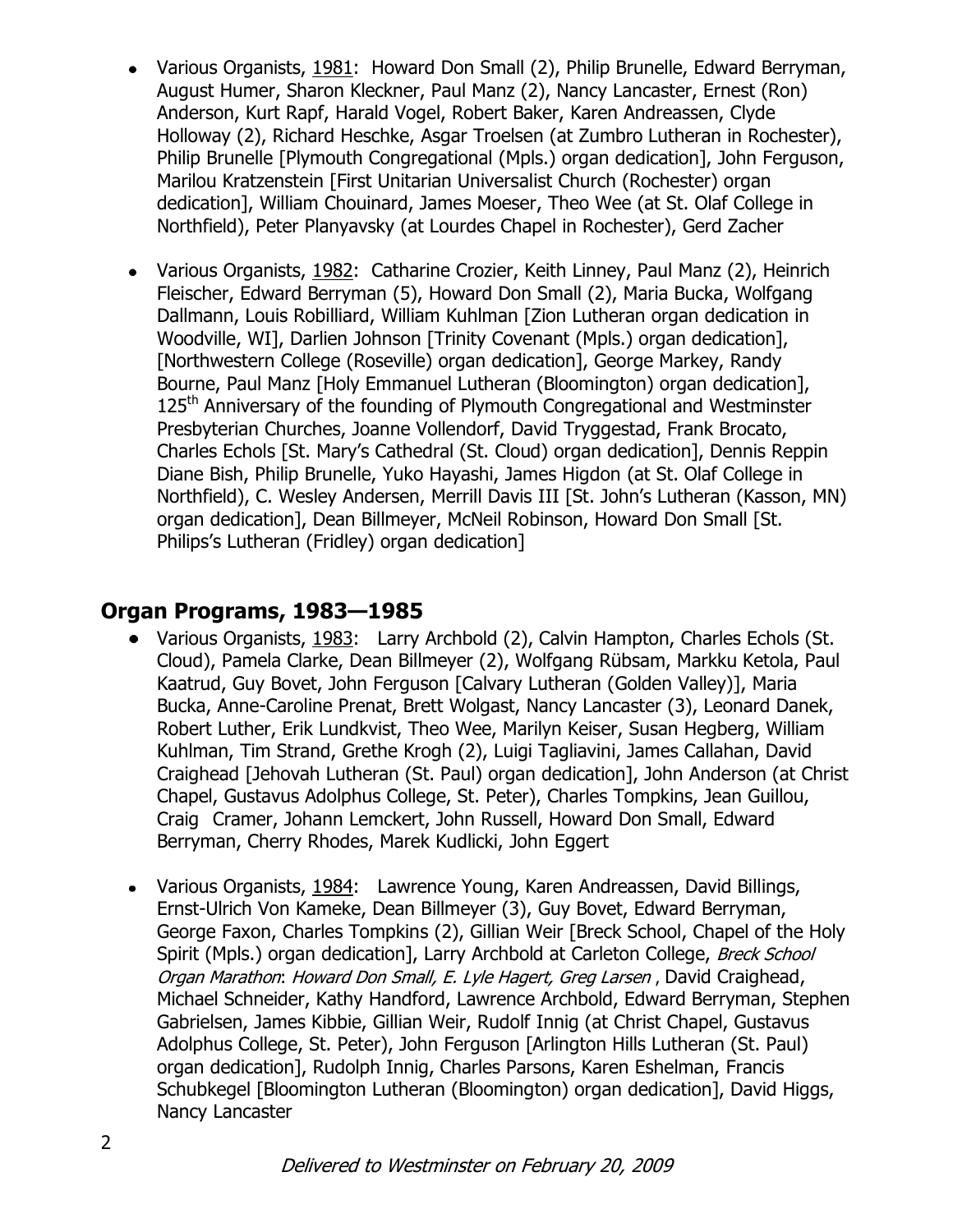- Various Organists, 1981: Howard Don Small (2), Philip Brunelle, Edward Berryman, August Humer, Sharon Kleckner, Paul Manz (2), Nancy Lancaster, Ernest (Ron) Anderson, Kurt Rapf, Harald Vogel, Robert Baker, Karen Andreassen, Clyde Holloway (2), Richard Heschke, Asgar Troelsen (at Zumbro Lutheran in Rochester), Philip Brunelle [Plymouth Congregational (Mpls.) organ dedication], John Ferguson, Marilou Kratzenstein [First Unitarian Universalist Church (Rochester) organ dedication], William Chouinard, James Moeser, Theo Wee (at St. Olaf College in Northfield), Peter Planyavsky (at Lourdes Chapel in Rochester), Gerd Zacher

- Various Organists, 1982: Catharine Crozier, Keith Linney, Paul Manz (2), Heinrich Fleischer, Edward Berryman (5), Howard Don Small (2), Maria Bucka, Wolfgang Dallmann, Louis Robilliard, William Kuhlman [Zion Lutheran organ dedication in Woodville, WI], Darlien Johnson [Trinity Covenant (Mpls.) organ dedication], [Northwestern College (Roseville) organ dedication], George Markey, Randy Bourne, Paul Manz [Holy Emmanuel Lutheran (Bloomington) organ dedication], 125th Anniversary of the founding of Plymouth Congregational and Westminster Presbyterian Churches, Joanne Vollendorf, David Tryggestad, Frank Brocato, Charles Echols [St. Mary's Cathedral (St. Cloud) organ dedication], Dennis Reppin Diane Bish, Philip Brunelle, Yuko Hayashi, James Higdon (at St. Olaf College in Northfield), C. Wesley Andersen, Merrill Davis III [St. John's Lutheran (Kasson, MN) organ dedication], Dean Billmeyer, McNeil Robinson, Howard Don Small [St. Philips's Lutheran (Fridley) organ dedication]

## Organ Programs, 1983—1985

- Various Organists, 1983: Larry Archbold (2), Calvin Hampton, Charles Echols (St. Cloud), Pamela Clarke, Dean Billmeyer (2), Wolfgang Rübsam, Markku Ketola, Paul Kaatrud, Guy Bovet, John Ferguson [Calvary Lutheran (Golden Valley)], Maria Bucka, Anne-Caroline Prenat, Brett Wolgast, Nancy Lancaster (3), Leonard Danek, Robert Luther, Erik Lundkvist, Theo Wee, Marilyn Keiser, Susan Hegberg, William Kuhlman, Tim Strand, Grethe Krogh (2), Luigi Tagliavini, James Callahan, David Craighead [Jehovah Lutheran (St. Paul) organ dedication], John Anderson (at Christ Chapel, Gustavus Adolphus College, St. Peter), Charles Tompkins, Jean Guillou, Craig Cramer, Johann Lemckert, John Russell, Howard Don Small, Edward Berryman, Cherry Rhodes, Marek Kudlicki, John Eggert

- Various Organists, 1984: Lawrence Young, Karen Andreassen, David Billings, Ernst-Ulrich Von Kameke, Dean Billmeyer (3), Guy Bovet, Edward Berryman, George Faxon, Charles Tompkins (2), Gillian Weir [Breck School, Chapel of the Holy Spirit (Mpls.) organ dedication], Larry Archbold at Carleton College, *Breck School Organ Marathon*: *Howard Don Small, E. Lyle Hagert, Greg Larsen* , David Craighead, Michael Schneider, Kathy Handford, Lawrence Archbold, Edward Berryman, Stephen Gabrielsen, James Kibbie, Gillian Weir, Rudolf Innig (at Christ Chapel, Gustavus Adolphus College, St. Peter), John Ferguson [Arlington Hills Lutheran (St. Paul) organ dedication], Rudolph Innig, Charles Parsons, Karen Eshelman, Francis Schubkegel [Bloomington Lutheran (Bloomington) organ dedication], David Higgs, Nancy Lancaster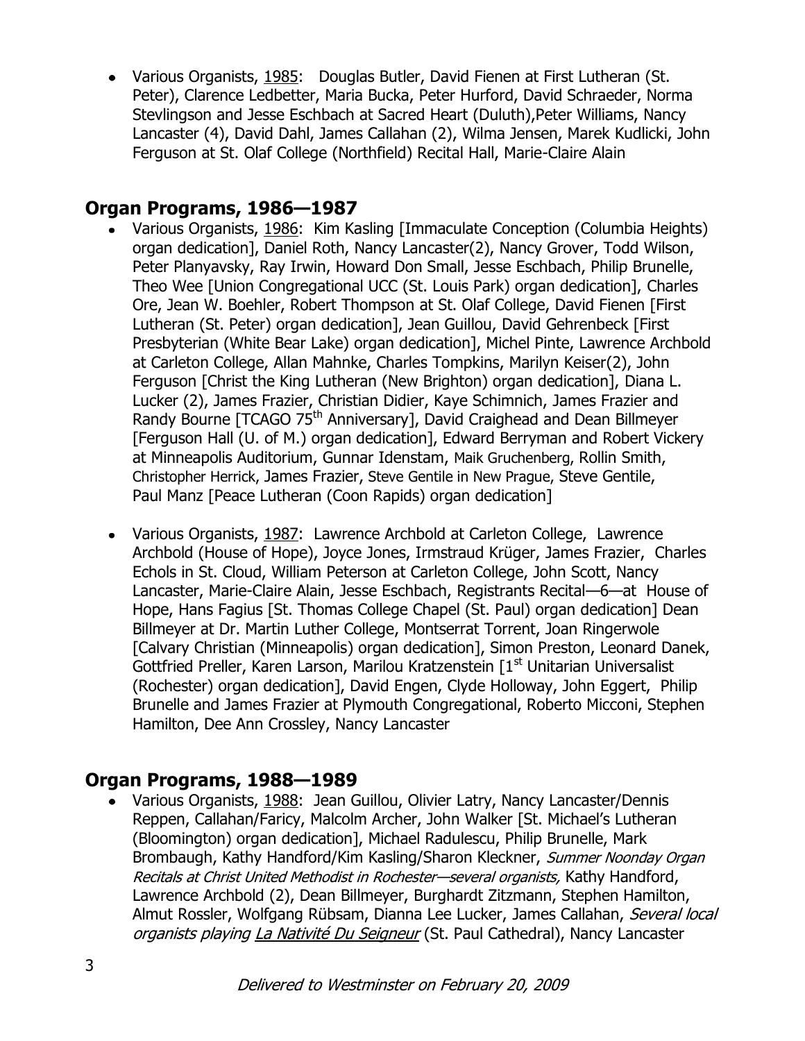- Various Organists, 1985: Douglas Butler, David Fienen at First Lutheran (St. Peter), Clarence Ledbetter, Maria Bucka, Peter Hurford, David Schraeder, Norma Stevlingson and Jesse Eschbach at Sacred Heart (Duluth),Peter Williams, Nancy Lancaster (4), David Dahl, James Callahan (2), Wilma Jensen, Marek Kudlicki, John Ferguson at St. Olaf College (Northfield) Recital Hall, Marie-Claire Alain

## Organ Programs, 1986—1987

- Various Organists, 1986: Kim Kasling [Immaculate Conception (Columbia Heights) organ dedication], Daniel Roth, Nancy Lancaster(2), Nancy Grover, Todd Wilson, Peter Planyavsky, Ray Irwin, Howard Don Small, Jesse Eschbach, Philip Brunelle, Theo Wee [Union Congregational UCC (St. Louis Park) organ dedication], Charles Ore, Jean W. Boehler, Robert Thompson at St. Olaf College, David Fienen [First Lutheran (St. Peter) organ dedication], Jean Guillou, David Gehrenbeck [First Presbyterian (White Bear Lake) organ dedication], Michel Pinte, Lawrence Archbold at Carleton College, Allan Mahnke, Charles Tompkins, Marilyn Keiser(2), John Ferguson [Christ the King Lutheran (New Brighton) organ dedication], Diana L. Lucker (2), James Frazier, Christian Didier, Kaye Schimnich, James Frazier and Randy Bourne [TCAGO 75th Anniversary], David Craighead and Dean Billmeyer [Ferguson Hall (U. of M.) organ dedication], Edward Berryman and Robert Vickery at Minneapolis Auditorium, Gunnar Idenstam, Maik Gruchenberg, Rollin Smith, Christopher Herrick, James Frazier, Steve Gentile in New Prague, Steve Gentile, Paul Manz [Peace Lutheran (Coon Rapids) organ dedication]

- Various Organists, 1987: Lawrence Archbold at Carleton College, Lawrence Archbold (House of Hope), Joyce Jones, Irmstraud Krüger, James Frazier, Charles Echols in St. Cloud, William Peterson at Carleton College, John Scott, Nancy Lancaster, Marie-Claire Alain, Jesse Eschbach, Registrants Recital—6—at House of Hope, Hans Fagius [St. Thomas College Chapel (St. Paul) organ dedication] Dean Billmeyer at Dr. Martin Luther College, Montserrat Torrent, Joan Ringerwole [Calvary Christian (Minneapolis) organ dedication], Simon Preston, Leonard Danek, Gottfried Preller, Karen Larson, Marilou Kratzenstein [1st Unitarian Universalist (Rochester) organ dedication], David Engen, Clyde Holloway, John Eggert, Philip Brunelle and James Frazier at Plymouth Congregational, Roberto Micconi, Stephen Hamilton, Dee Ann Crossley, Nancy Lancaster

## Organ Programs, 1988—1989

- Various Organists, 1988: Jean Guillou, Olivier Latry, Nancy Lancaster/Dennis Reppen, Callahan/Faricy, Malcolm Archer, John Walker [St. Michael's Lutheran (Bloomington) organ dedication], Michael Radulescu, Philip Brunelle, Mark Brombaugh, Kathy Handford/Kim Kasling/Sharon Kleckner, *Summer Noonday Organ Recitals at Christ United Methodist in Rochester—several organists,* Kathy Handford, Lawrence Archbold (2), Dean Billmeyer, Burghardt Zitzmann, Stephen Hamilton, Almut Rossler, Wolfgang Rübsam, Dianna Lee Lucker, James Callahan, *Several local organists playing La Nativité Du Seigneur* (St. Paul Cathedral), Nancy Lancaster

*Delivered to Westminster on February 20, 2009*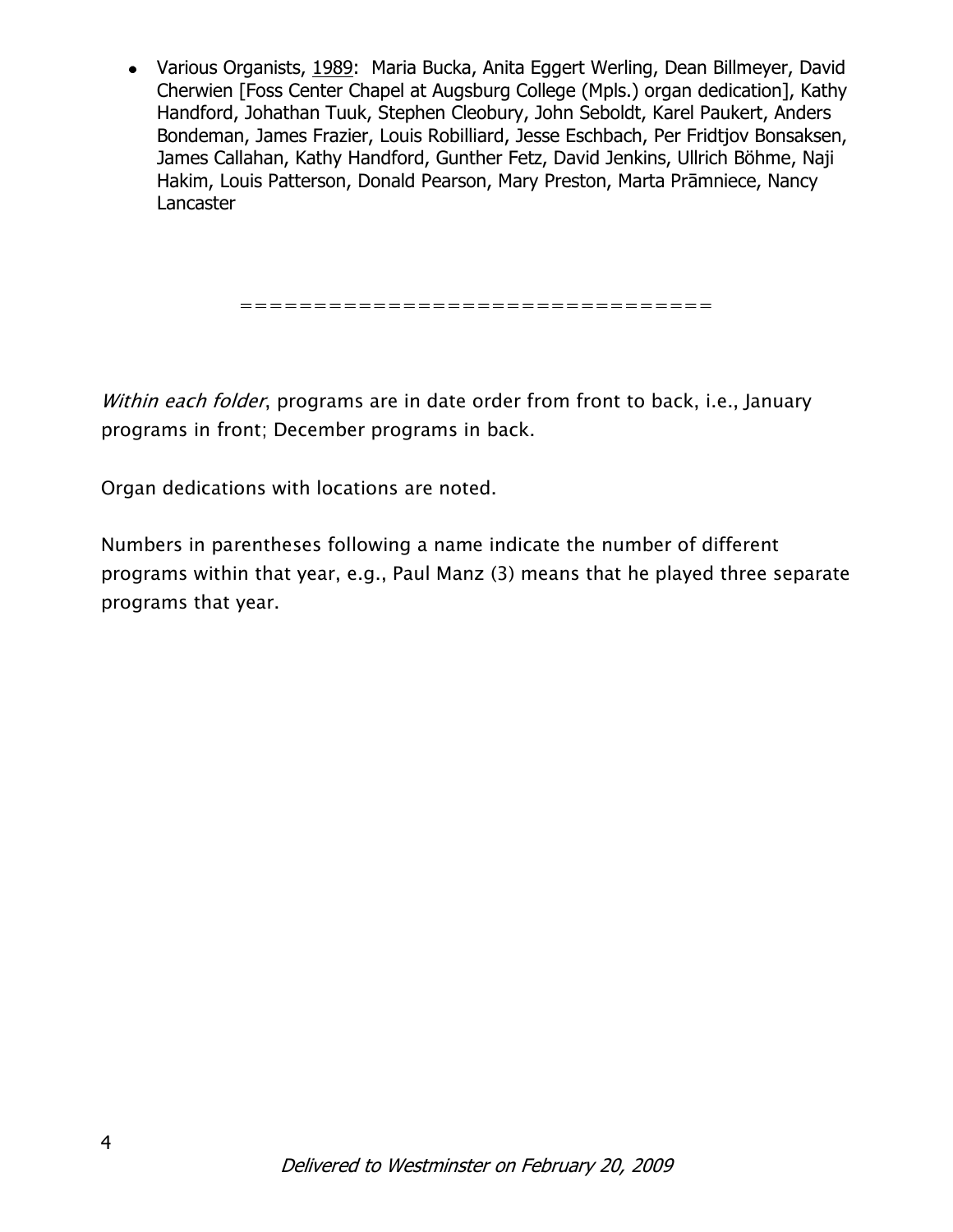- Various Organists, 1989: Maria Bucka, Anita Eggert Werling, Dean Billmeyer, David Cherwien [Foss Center Chapel at Augsburg College (Mpls.) organ dedication], Kathy Handford, Johathan Tuuk, Stephen Cleobury, John Seboldt, Karel Paukert, Anders Bondeman, James Frazier, Louis Robilliard, Jesse Eschbach, Per Fridtjov Bonsaksen, James Callahan, Kathy Handford, Gunther Fetz, David Jenkins, Ullrich Böhme, Naji Hakim, Louis Patterson, Donald Pearson, Mary Preston, Marta Prāmniece, Nancy Lancaster

================================

*Within each folder*, programs are in date order from front to back, i.e., January programs in front; December programs in back.

Organ dedications with locations are noted.

Numbers in parentheses following a name indicate the number of different programs within that year, e.g., Paul Manz (3) means that he played three separate programs that year.

*Delivered to Westminster on February 20, 2009*